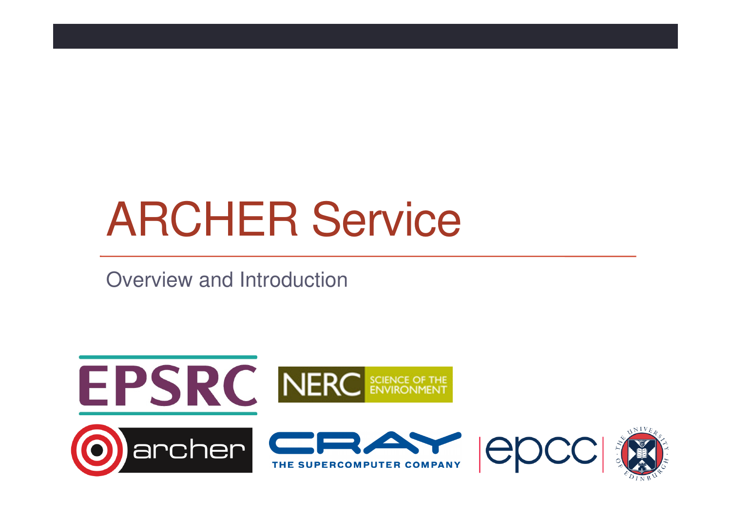# ARCHER Service

Overview and Introduction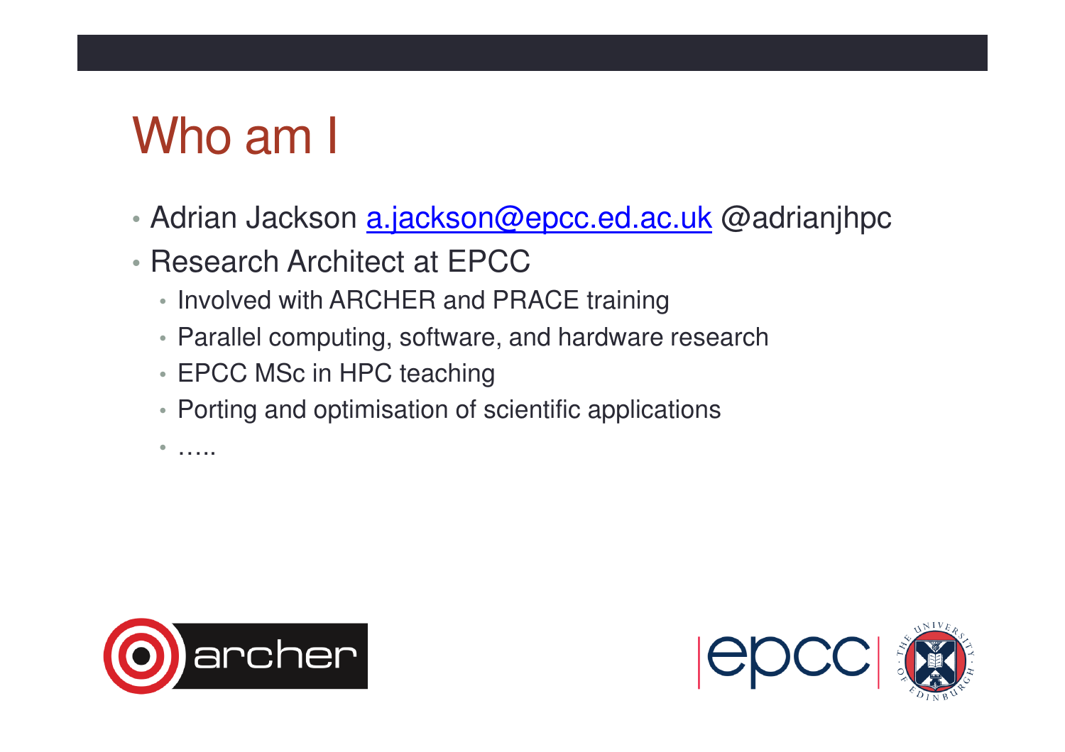# Who am I

- Adrian Jackson [a.jackson@epcc.ed.ac.uk](mailto:a.jackson@epcc.ed.ac.uk) @adrianjhpc
- Research Architect at EPCC
  - Involved with ARCHER and PRACE training
  - Parallel computing, software, and hardware research
  - EPCC MSc in HPC teaching
  - Porting and optimisation of scientific applications
  - …..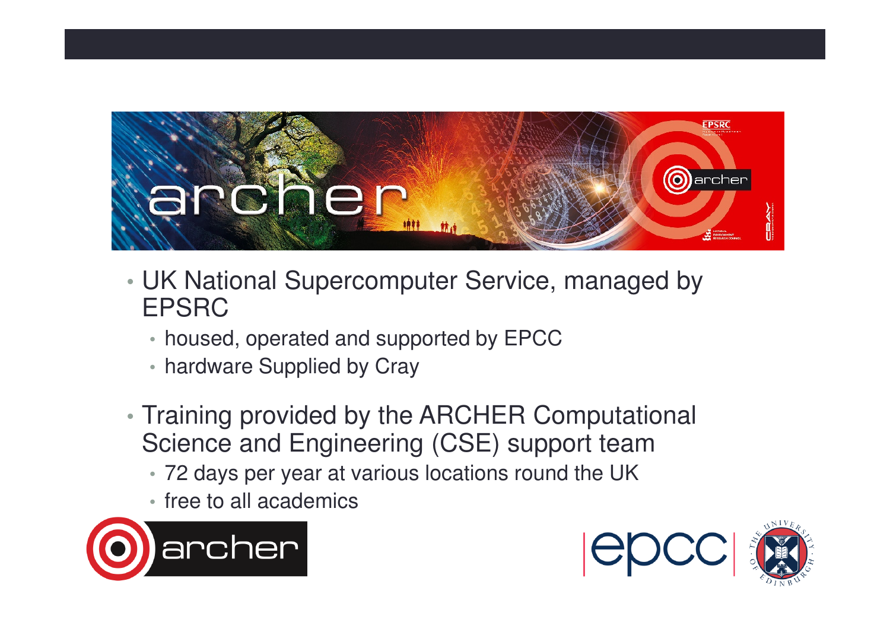- UK National Supercomputer Service, managed by EPSRC
  - housed, operated and supported by EPCC
  - hardware Supplied by Cray
- Training provided by the ARCHER Computational Science and Engineering (CSE) support team
  - 72 days per year at various locations round the UK
  - free to all academics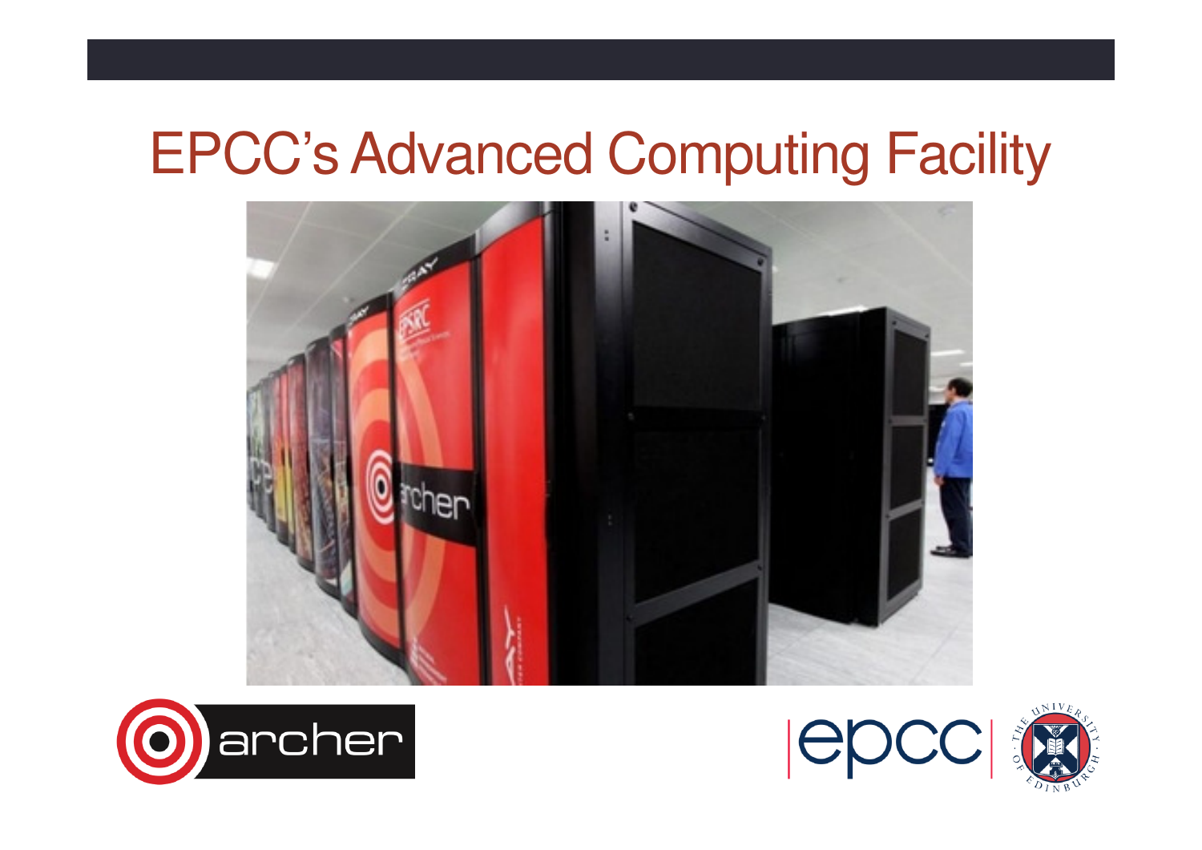# EPCC's Advanced Computing Facility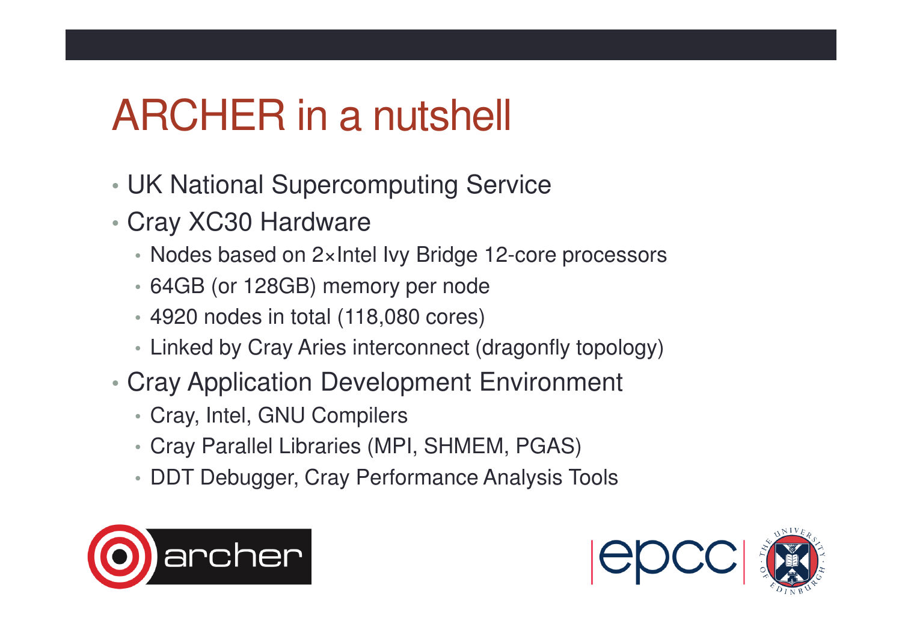# ARCHER in a nutshell

- UK National Supercomputing Service
- Cray XC30 Hardware
  - Nodes based on 2×Intel Ivy Bridge 12-core processors
  - 64GB (or 128GB) memory per node
  - 4920 nodes in total (118,080 cores)
  - Linked by Cray Aries interconnect (dragonfly topology)
- Cray Application Development Environment
  - Cray, Intel, GNU Compilers
  - Cray Parallel Libraries (MPI, SHMEM, PGAS)
  - DDT Debugger, Cray Performance Analysis Tools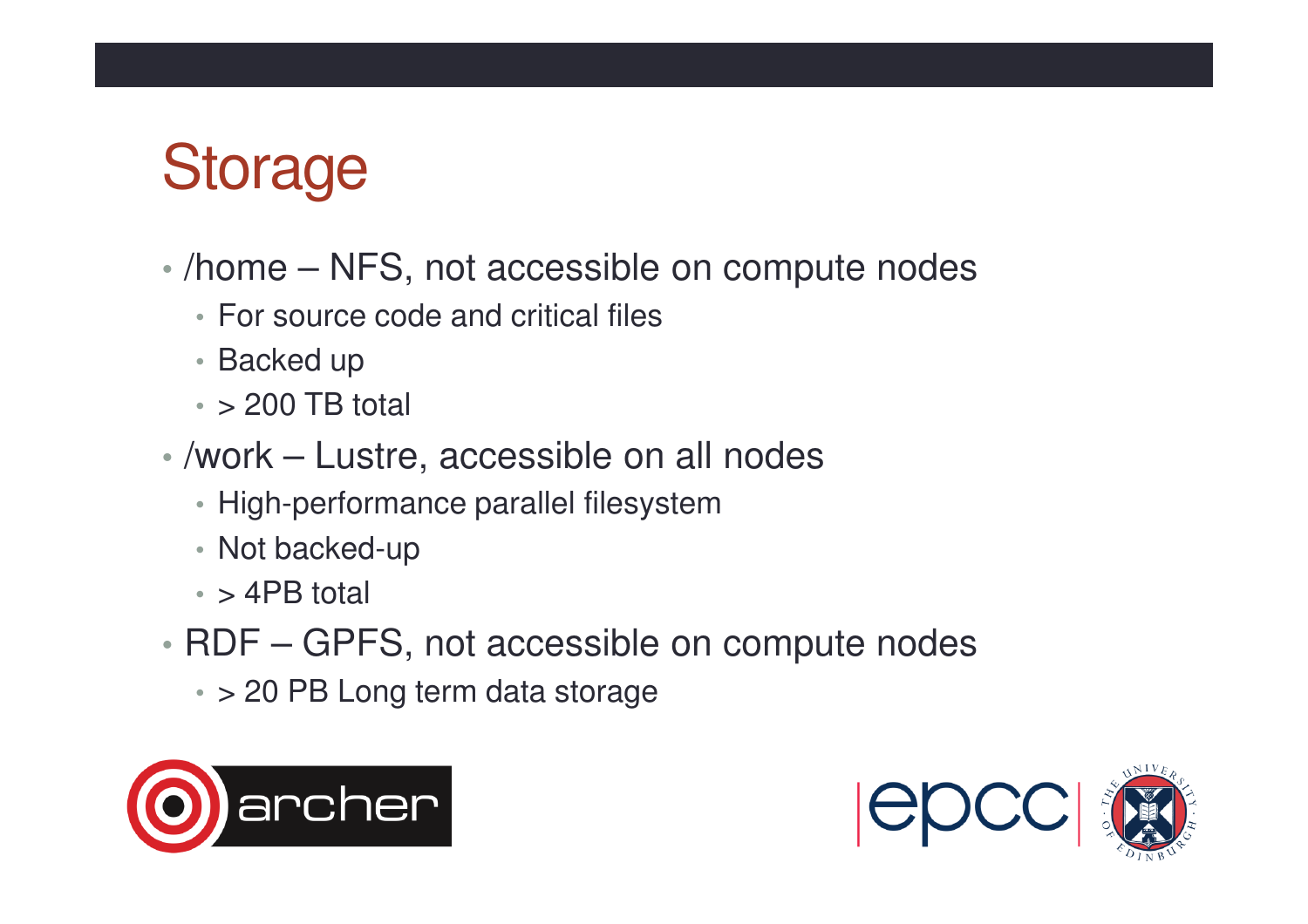# Storage

- /home – NFS, not accessible on compute nodes
  - For source code and critical files
  - Backed up
  - > 200 TB total
- /work – Lustre, accessible on all nodes
  - High-performance parallel filesystem
  - Not backed-up
  - > 4PB total
- RDF – GPFS, not accessible on compute nodes
  - > 20 PB Long term data storage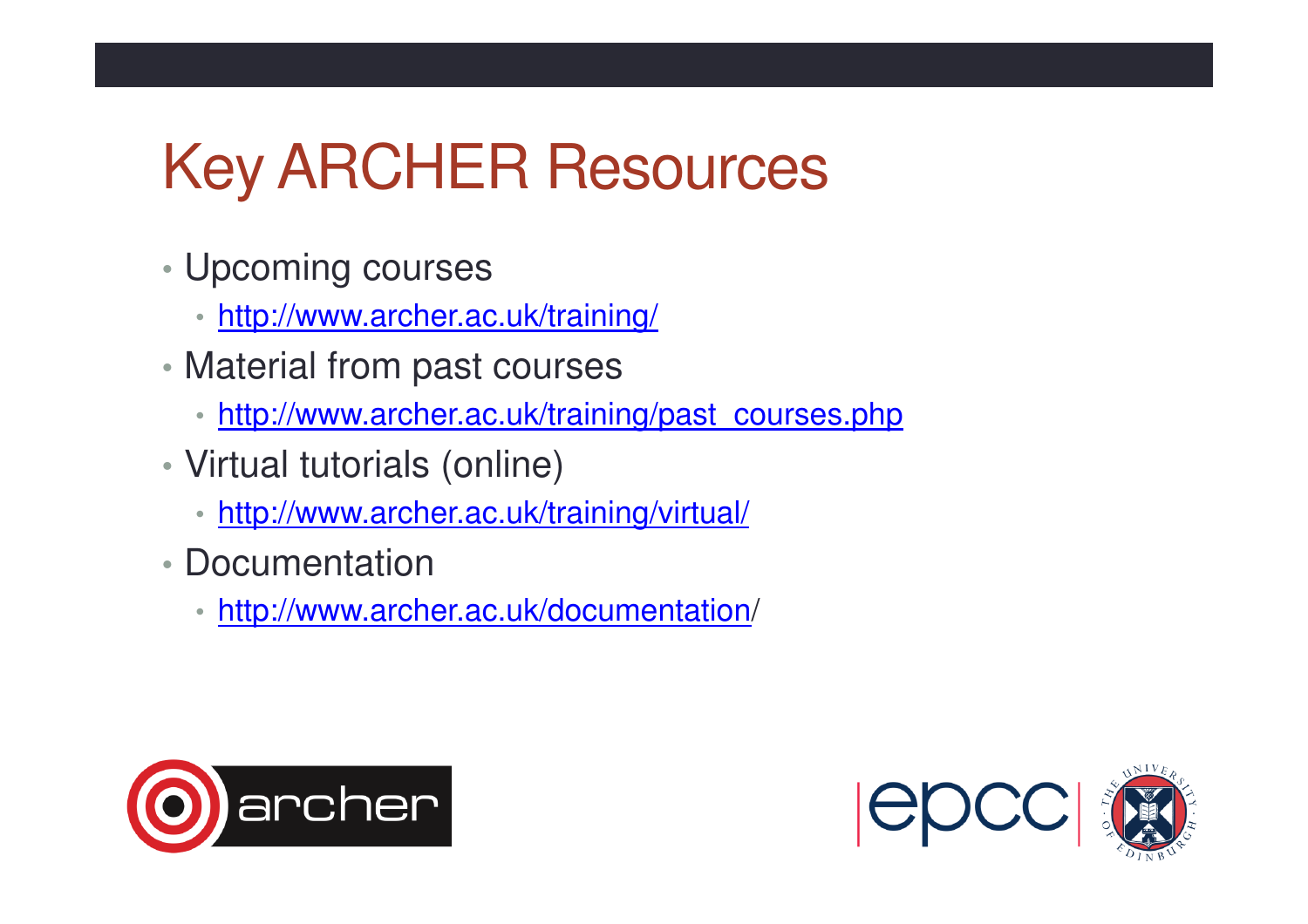# Key ARCHER Resources

- Upcoming courses
  - http://www.archer.ac.uk/training/
- Material from past courses
  - http://www.archer.ac.uk/training/past_courses.php
- Virtual tutorials (online)
  - http://www.archer.ac.uk/training/virtual/
- Documentation
  - http://www.archer.ac.uk/documentation/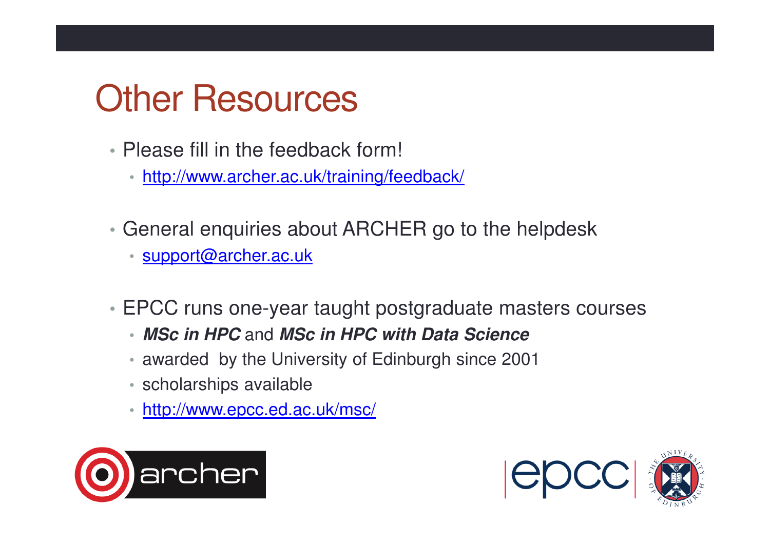# Other Resources

- Please fill in the feedback form!
  - http://www.archer.ac.uk/training/feedback/
- General enquiries about ARCHER go to the helpdesk
  - support@archer.ac.uk
- EPCC runs one-year taught postgraduate masters courses
  - ***MSc in HPC*** and ***MSc in HPC with Data Science***
  - awarded by the University of Edinburgh since 2001
  - scholarships available
  - http://www.epcc.ed.ac.uk/msc/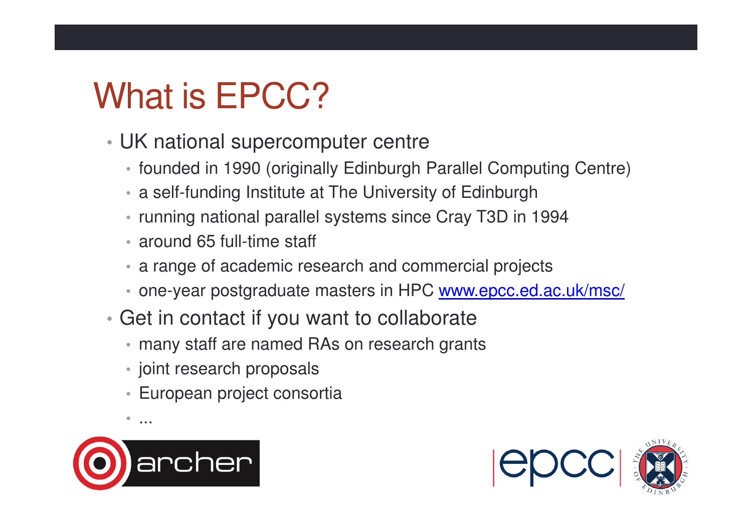# What is EPCC?

- UK national supercomputer centre
  - founded in 1990 (originally Edinburgh Parallel Computing Centre)
  - a self-funding Institute at The University of Edinburgh
  - running national parallel systems since Cray T3D in 1994
  - around 65 full-time staff
  - a range of academic research and commercial projects
  - one-year postgraduate masters in HPC [www.epcc.ed.ac.uk/msc/](www.epcc.ed.ac.uk/msc/)
- Get in contact if you want to collaborate
  - many staff are named RAs on research grants
  - joint research proposals
  - European project consortia
  - ...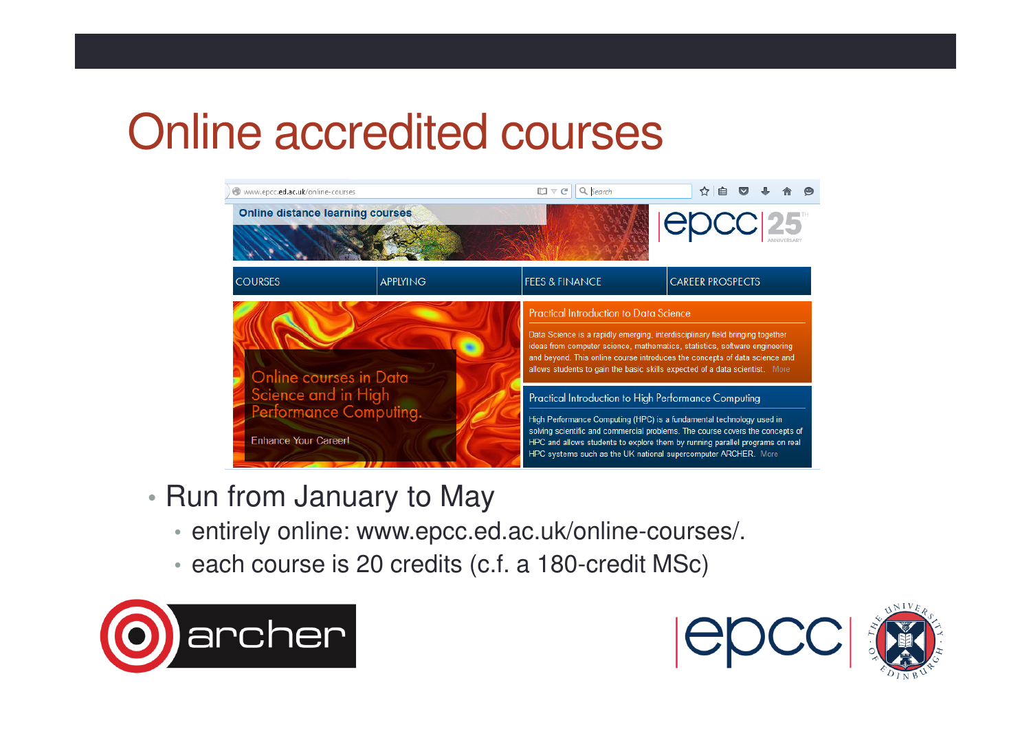# Online accredited courses

- Run from January to May
  - entirely online: www.epcc.ed.ac.uk/online-courses/.
  - each course is 20 credits (c.f. a 180-credit MSc)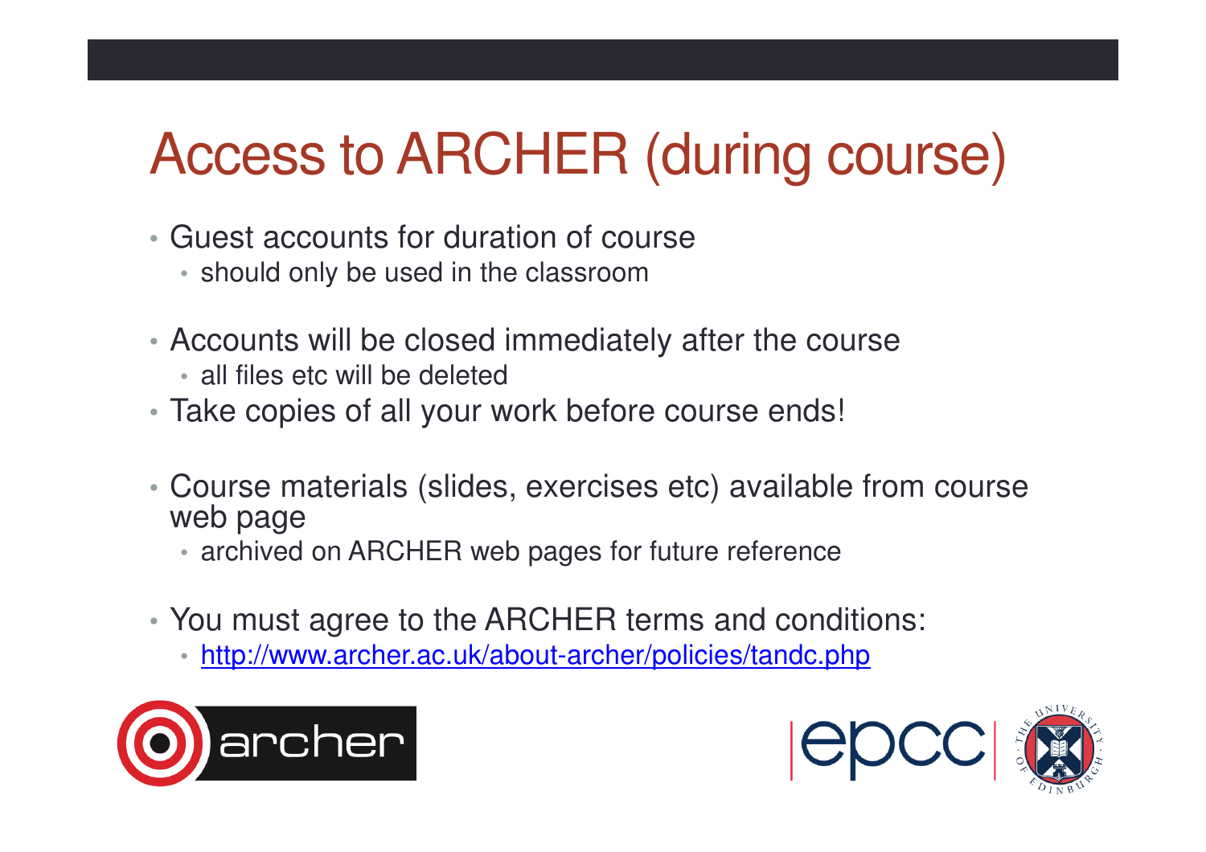# Access to ARCHER (during course)

- Guest accounts for duration of course
  - should only be used in the classroom
- Accounts will be closed immediately after the course
  - all files etc will be deleted
- Take copies of all your work before course ends!
- Course materials (slides, exercises etc) available from course web page
  - archived on ARCHER web pages for future reference
- You must agree to the ARCHER terms and conditions:
  - http://www.archer.ac.uk/about-archer/policies/tandc.php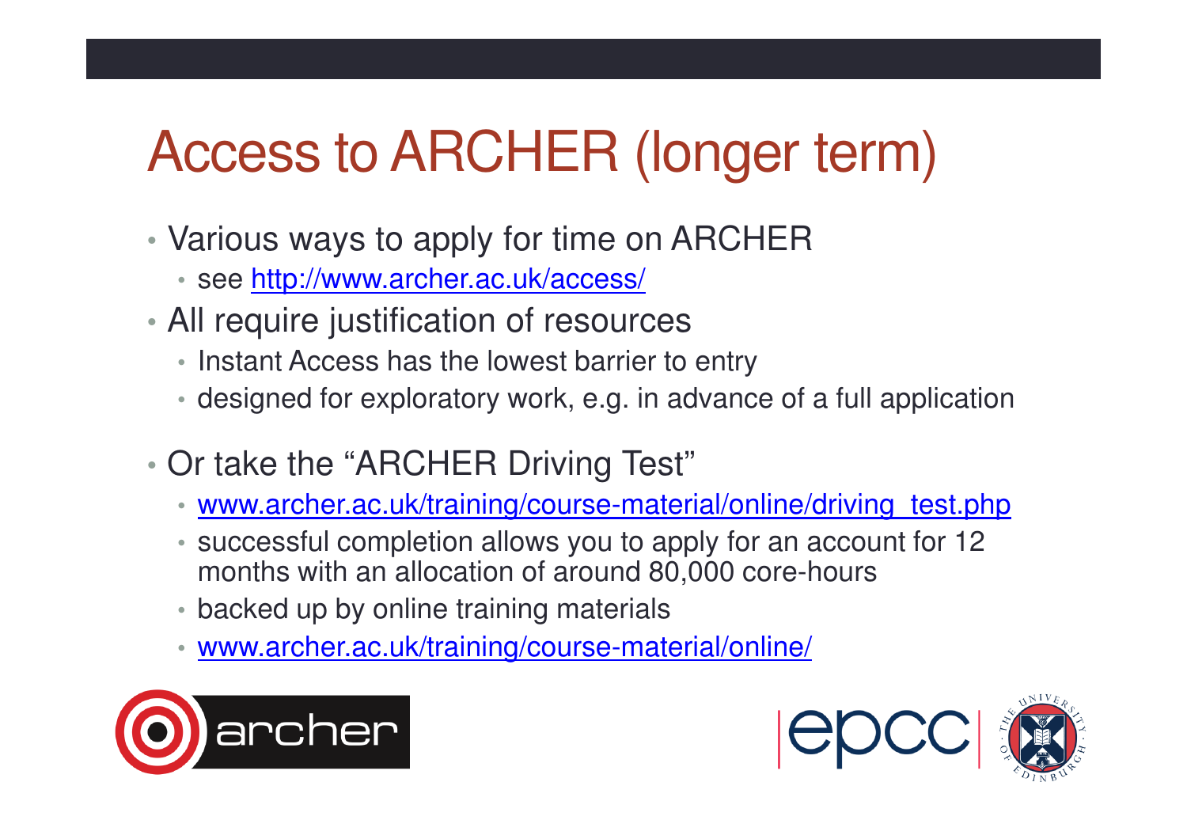# Access to ARCHER (longer term)

- Various ways to apply for time on ARCHER
  - see http://www.archer.ac.uk/access/
- All require justification of resources
  - Instant Access has the lowest barrier to entry
  - designed for exploratory work, e.g. in advance of a full application
- Or take the "ARCHER Driving Test"
  - www.archer.ac.uk/training/course-material/online/driving_test.php
  - successful completion allows you to apply for an account for 12 months with an allocation of around 80,000 core-hours
  - backed up by online training materials
  - www.archer.ac.uk/training/course-material/online/